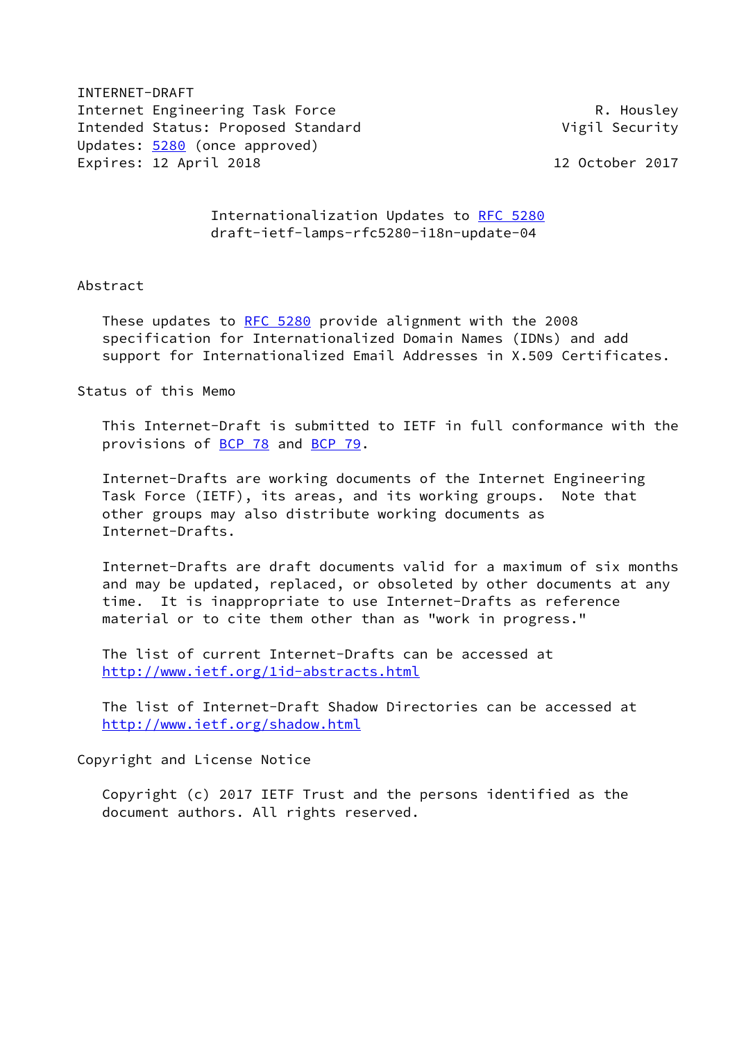INTERNET-DRAFT
Internet Engineering Task Force R. Housley
Intended Status: Proposed Standard Vigil Security
Updates: 5280 (once approved)
Expires: 12 April 2018 12 October 2017

Internationalization Updates to RFC 5280
draft-ietf-lamps-rfc5280-i18n-update-04

## Abstract

These updates to RFC 5280 provide alignment with the 2008 specification for Internationalized Domain Names (IDNs) and add support for Internationalized Email Addresses in X.509 Certificates.

## Status of this Memo

This Internet-Draft is submitted to IETF in full conformance with the provisions of BCP 78 and BCP 79.

Internet-Drafts are working documents of the Internet Engineering Task Force (IETF), its areas, and its working groups. Note that other groups may also distribute working documents as Internet-Drafts.

Internet-Drafts are draft documents valid for a maximum of six months and may be updated, replaced, or obsoleted by other documents at any time. It is inappropriate to use Internet-Drafts as reference material or to cite them other than as "work in progress."

The list of current Internet-Drafts can be accessed at http://www.ietf.org/1id-abstracts.html

The list of Internet-Draft Shadow Directories can be accessed at http://www.ietf.org/shadow.html

## Copyright and License Notice

Copyright (c) 2017 IETF Trust and the persons identified as the document authors. All rights reserved.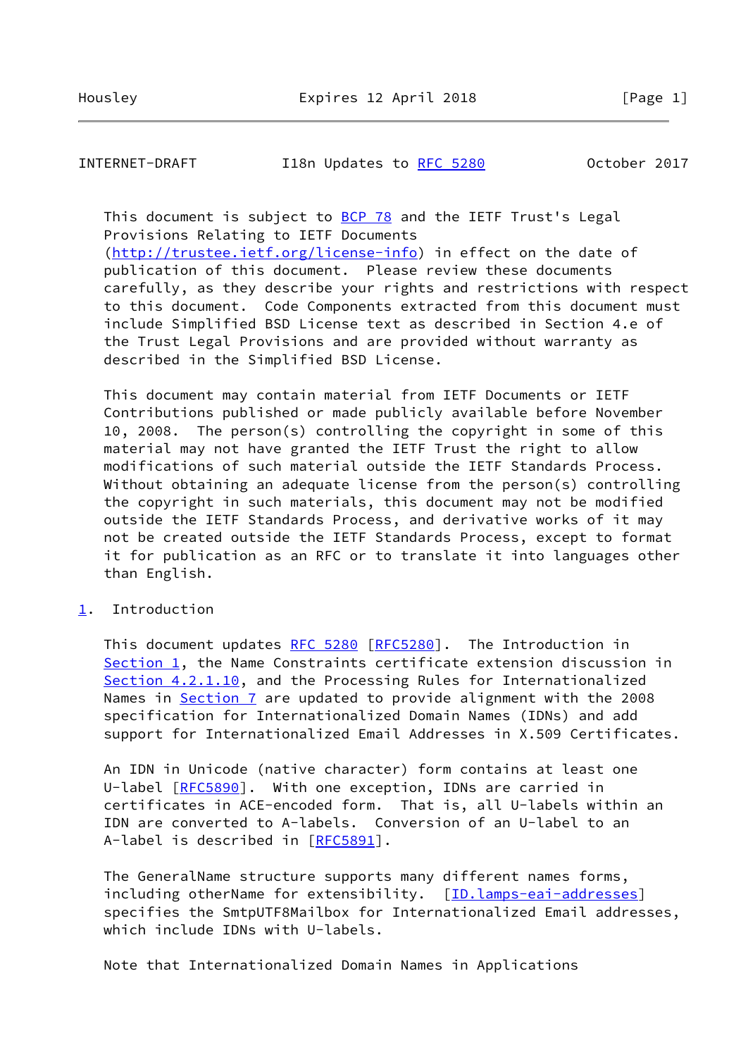This document is subject to BCP 78 and the IETF Trust's Legal Provisions Relating to IETF Documents (http://trustee.ietf.org/license-info) in effect on the date of publication of this document. Please review these documents carefully, as they describe your rights and restrictions with respect to this document. Code Components extracted from this document must include Simplified BSD License text as described in Section 4.e of the Trust Legal Provisions and are provided without warranty as described in the Simplified BSD License.

This document may contain material from IETF Documents or IETF Contributions published or made publicly available before November 10, 2008. The person(s) controlling the copyright in some of this material may not have granted the IETF Trust the right to allow modifications of such material outside the IETF Standards Process. Without obtaining an adequate license from the person(s) controlling the copyright in such materials, this document may not be modified outside the IETF Standards Process, and derivative works of it may not be created outside the IETF Standards Process, except to format it for publication as an RFC or to translate it into languages other than English.

## 1. Introduction

This document updates RFC 5280 [RFC5280]. The Introduction in Section 1, the Name Constraints certificate extension discussion in Section 4.2.1.10, and the Processing Rules for Internationalized Names in Section 7 are updated to provide alignment with the 2008 specification for Internationalized Domain Names (IDNs) and add support for Internationalized Email Addresses in X.509 Certificates.

An IDN in Unicode (native character) form contains at least one U-label [RFC5890]. With one exception, IDNs are carried in certificates in ACE-encoded form. That is, all U-labels within an IDN are converted to A-labels. Conversion of an U-label to an A-label is described in [RFC5891].

The GeneralName structure supports many different names forms, including otherName for extensibility. [ID.lamps-eai-addresses] specifies the SmtpUTF8Mailbox for Internationalized Email addresses, which include IDNs with U-labels.

Note that Internationalized Domain Names in Applications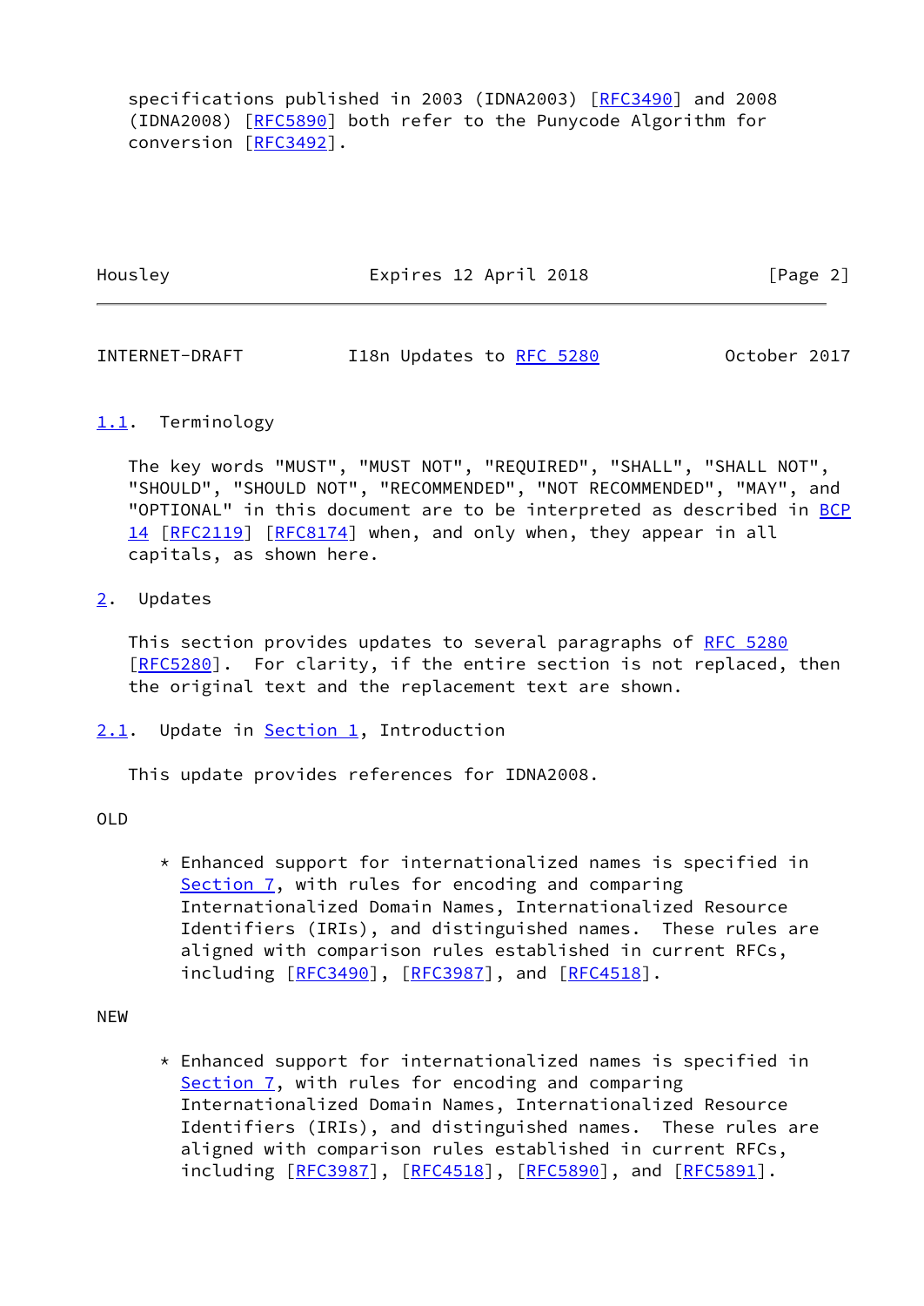specifications published in 2003 (IDNA2003) [RFC3490] and 2008 (IDNA2008) [RFC5890] both refer to the Punycode Algorithm for conversion [RFC3492].

### 1.1. Terminology

The key words "MUST", "MUST NOT", "REQUIRED", "SHALL", "SHALL NOT", "SHOULD", "SHOULD NOT", "RECOMMENDED", "NOT RECOMMENDED", "MAY", and "OPTIONAL" in this document are to be interpreted as described in BCP 14 [RFC2119] [RFC8174] when, and only when, they appear in all capitals, as shown here.

## 2. Updates

This section provides updates to several paragraphs of RFC 5280 [RFC5280]. For clarity, if the entire section is not replaced, then the original text and the replacement text are shown.

### 2.1. Update in Section 1, Introduction

This update provides references for IDNA2008.

OLD

* Enhanced support for internationalized names is specified in Section 7, with rules for encoding and comparing Internationalized Domain Names, Internationalized Resource Identifiers (IRIs), and distinguished names. These rules are aligned with comparison rules established in current RFCs, including [RFC3490], [RFC3987], and [RFC4518].

NEW

* Enhanced support for internationalized names is specified in Section 7, with rules for encoding and comparing Internationalized Domain Names, Internationalized Resource Identifiers (IRIs), and distinguished names. These rules are aligned with comparison rules established in current RFCs, including [RFC3987], [RFC4518], [RFC5890], and [RFC5891].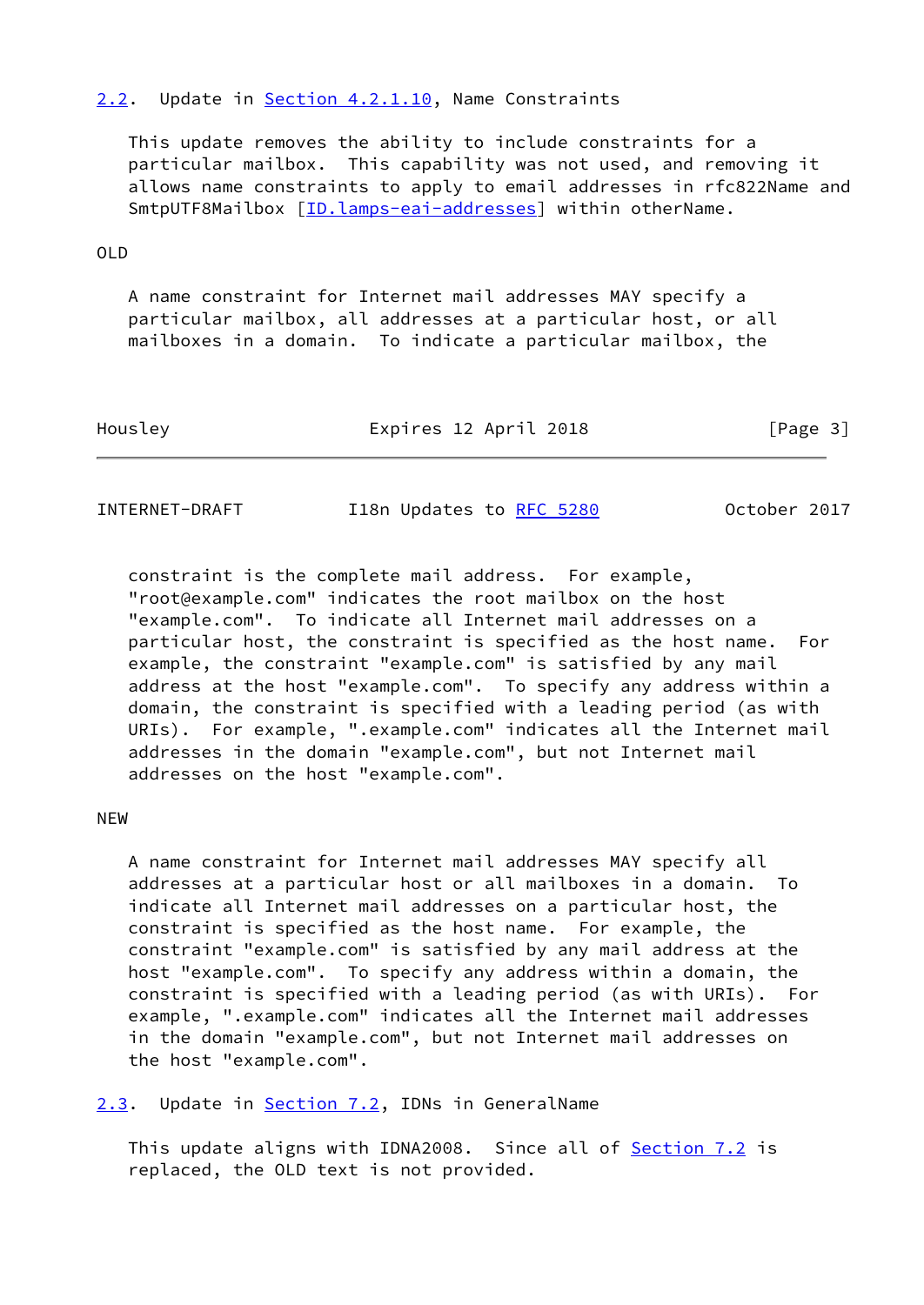## 2.2. Update in Section 4.2.1.10, Name Constraints

This update removes the ability to include constraints for a particular mailbox. This capability was not used, and removing it allows name constraints to apply to email addresses in rfc822Name and SmtpUTF8Mailbox [ID.lamps-eai-addresses] within otherName.

OLD

A name constraint for Internet mail addresses MAY specify a particular mailbox, all addresses at a particular host, or all mailboxes in a domain. To indicate a particular mailbox, the constraint is the complete mail address. For example, "root@example.com" indicates the root mailbox on the host "example.com". To indicate all Internet mail addresses on a particular host, the constraint is specified as the host name. For example, the constraint "example.com" is satisfied by any mail address at the host "example.com". To specify any address within a domain, the constraint is specified with a leading period (as with URIs). For example, ".example.com" indicates all the Internet mail addresses in the domain "example.com", but not Internet mail addresses on the host "example.com".

NEW

A name constraint for Internet mail addresses MAY specify all addresses at a particular host or all mailboxes in a domain. To indicate all Internet mail addresses on a particular host, the constraint is specified as the host name. For example, the constraint "example.com" is satisfied by any mail address at the host "example.com". To specify any address within a domain, the constraint is specified with a leading period (as with URIs). For example, ".example.com" indicates all the Internet mail addresses in the domain "example.com", but not Internet mail addresses on the host "example.com".

## 2.3. Update in Section 7.2, IDNs in GeneralName

This update aligns with IDNA2008. Since all of Section 7.2 is replaced, the OLD text is not provided.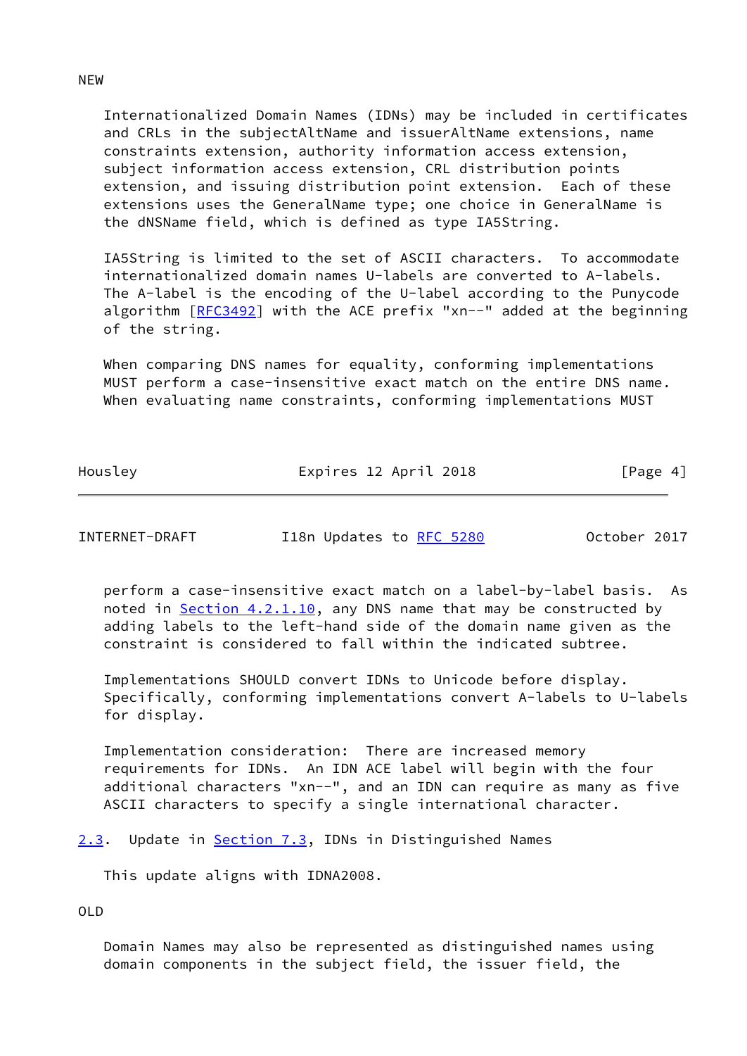NEW

Internationalized Domain Names (IDNs) may be included in certificates and CRLs in the subjectAltName and issuerAltName extensions, name constraints extension, authority information access extension, subject information access extension, CRL distribution points extension, and issuing distribution point extension. Each of these extensions uses the GeneralName type; one choice in GeneralName is the dNSName field, which is defined as type IA5String.

IA5String is limited to the set of ASCII characters. To accommodate internationalized domain names U-labels are converted to A-labels. The A-label is the encoding of the U-label according to the Punycode algorithm [RFC3492] with the ACE prefix "xn--" added at the beginning of the string.

When comparing DNS names for equality, conforming implementations MUST perform a case-insensitive exact match on the entire DNS name. When evaluating name constraints, conforming implementations MUST perform a case-insensitive exact match on a label-by-label basis. As noted in Section 4.2.1.10, any DNS name that may be constructed by adding labels to the left-hand side of the domain name given as the constraint is considered to fall within the indicated subtree.

Implementations SHOULD convert IDNs to Unicode before display. Specifically, conforming implementations convert A-labels to U-labels for display.

Implementation consideration: There are increased memory requirements for IDNs. An IDN ACE label will begin with the four additional characters "xn--", and an IDN can require as many as five ASCII characters to specify a single international character.

## 2.3. Update in Section 7.3, IDNs in Distinguished Names

This update aligns with IDNA2008.

OLD

Domain Names may also be represented as distinguished names using domain components in the subject field, the issuer field, the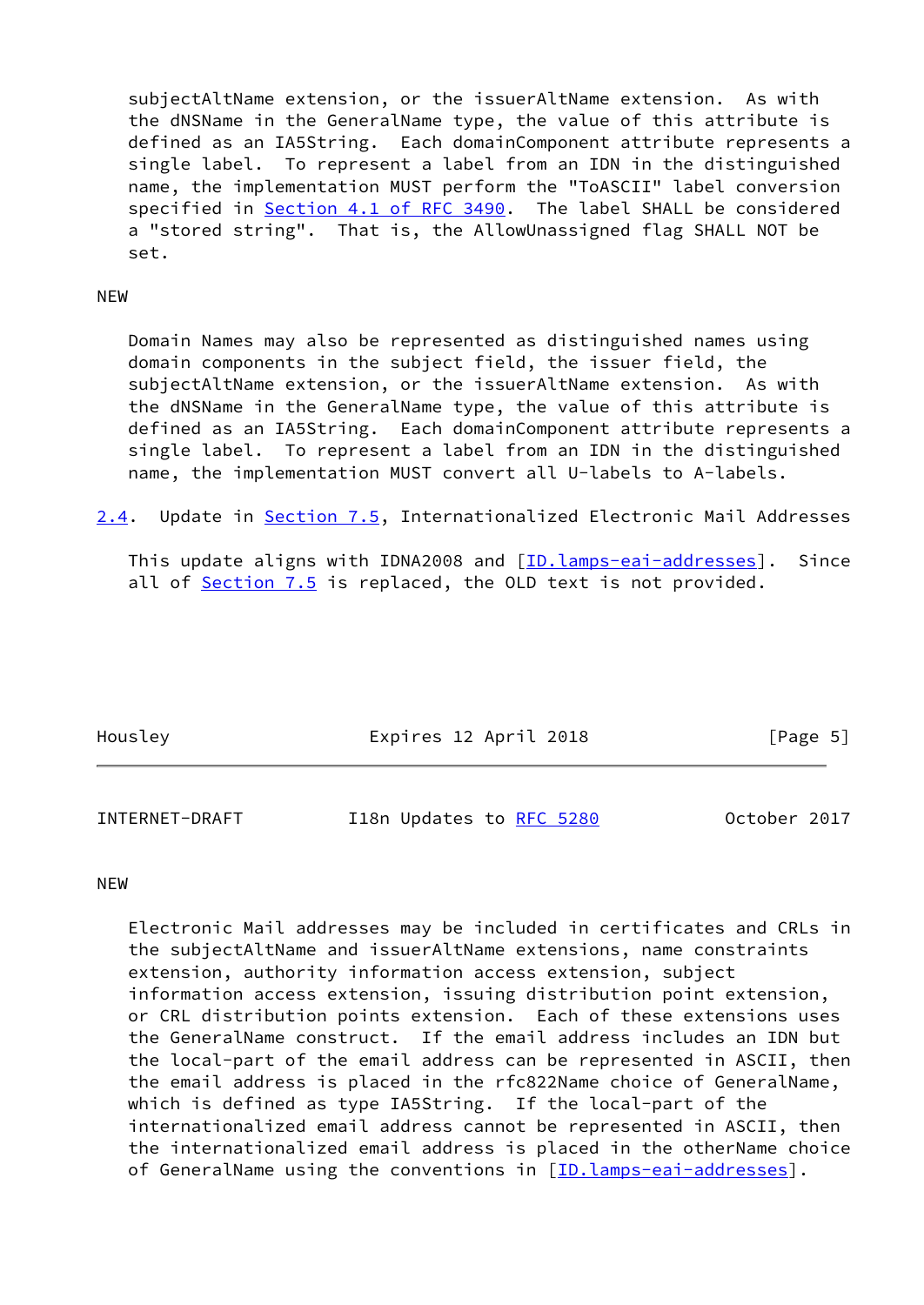subjectAltName extension, or the issuerAltName extension. As with the dNSName in the GeneralName type, the value of this attribute is defined as an IA5String. Each domainComponent attribute represents a single label. To represent a label from an IDN in the distinguished name, the implementation MUST perform the "ToASCII" label conversion specified in Section 4.1 of RFC 3490. The label SHALL be considered a "stored string". That is, the AllowUnassigned flag SHALL NOT be set.

NEW

Domain Names may also be represented as distinguished names using domain components in the subject field, the issuer field, the subjectAltName extension, or the issuerAltName extension. As with the dNSName in the GeneralName type, the value of this attribute is defined as an IA5String. Each domainComponent attribute represents a single label. To represent a label from an IDN in the distinguished name, the implementation MUST convert all U-labels to A-labels.

## 2.4. Update in Section 7.5, Internationalized Electronic Mail Addresses

This update aligns with IDNA2008 and [ID.lamps-eai-addresses]. Since all of Section 7.5 is replaced, the OLD text is not provided.

NEW

Electronic Mail addresses may be included in certificates and CRLs in the subjectAltName and issuerAltName extensions, name constraints extension, authority information access extension, subject information access extension, issuing distribution point extension, or CRL distribution points extension. Each of these extensions uses the GeneralName construct. If the email address includes an IDN but the local-part of the email address can be represented in ASCII, then the email address is placed in the rfc822Name choice of GeneralName, which is defined as type IA5String. If the local-part of the internationalized email address cannot be represented in ASCII, then the internationalized email address is placed in the otherName choice of GeneralName using the conventions in [ID.lamps-eai-addresses].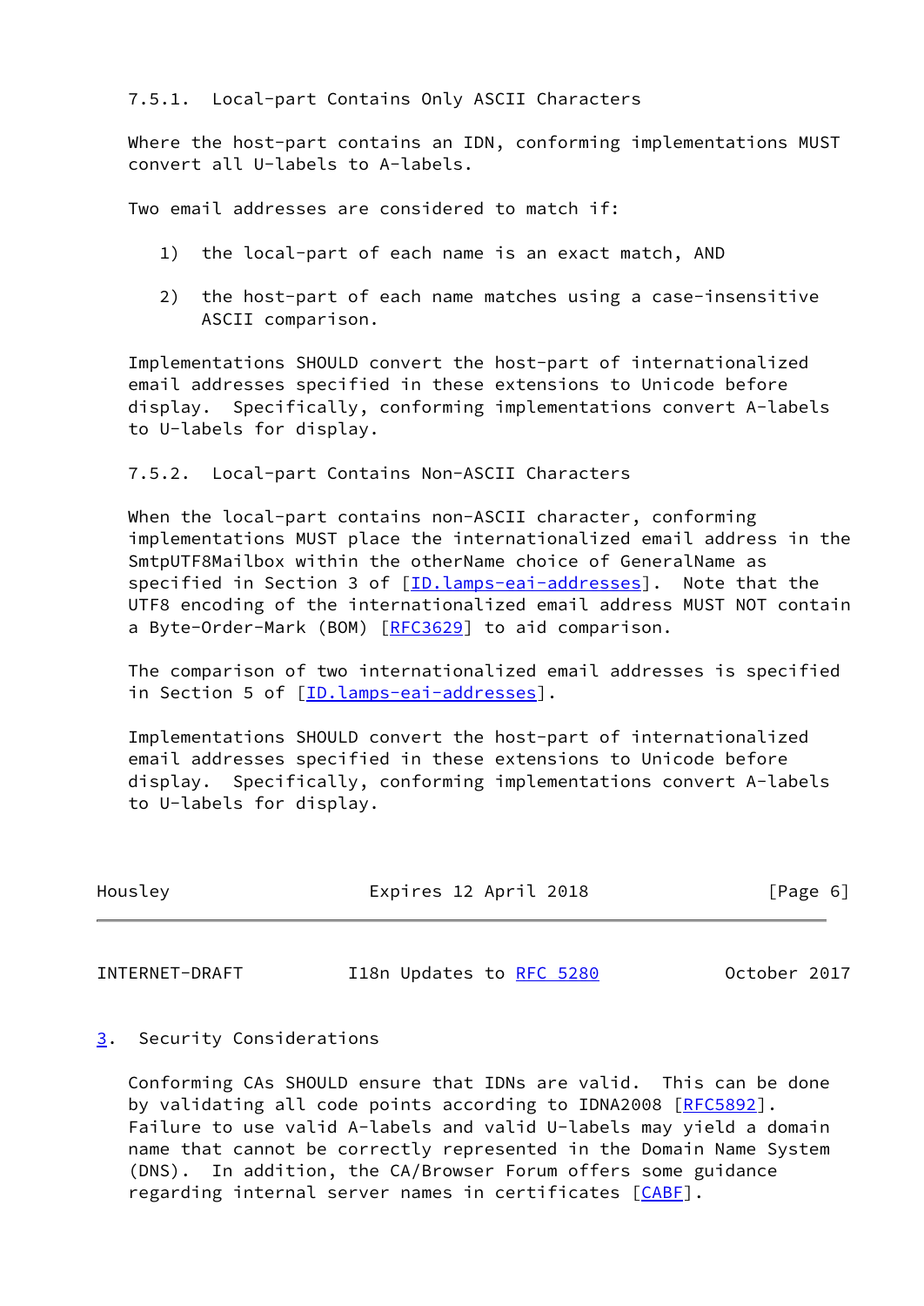#### 7.5.1. Local-part Contains Only ASCII Characters

Where the host-part contains an IDN, conforming implementations MUST convert all U-labels to A-labels.

Two email addresses are considered to match if:

1) the local-part of each name is an exact match, AND

2) the host-part of each name matches using a case-insensitive ASCII comparison.

Implementations SHOULD convert the host-part of internationalized email addresses specified in these extensions to Unicode before display. Specifically, conforming implementations convert A-labels to U-labels for display.

#### 7.5.2. Local-part Contains Non-ASCII Characters

When the local-part contains non-ASCII character, conforming implementations MUST place the internationalized email address in the SmtpUTF8Mailbox within the otherName choice of GeneralName as specified in Section 3 of [ID.lamps-eai-addresses]. Note that the UTF8 encoding of the internationalized email address MUST NOT contain a Byte-Order-Mark (BOM) [RFC3629] to aid comparison.

The comparison of two internationalized email addresses is specified in Section 5 of [ID.lamps-eai-addresses].

Implementations SHOULD convert the host-part of internationalized email addresses specified in these extensions to Unicode before display. Specifically, conforming implementations convert A-labels to U-labels for display.

## 3. Security Considerations

Conforming CAs SHOULD ensure that IDNs are valid. This can be done by validating all code points according to IDNA2008 [RFC5892]. Failure to use valid A-labels and valid U-labels may yield a domain name that cannot be correctly represented in the Domain Name System (DNS). In addition, the CA/Browser Forum offers some guidance regarding internal server names in certificates [CABF].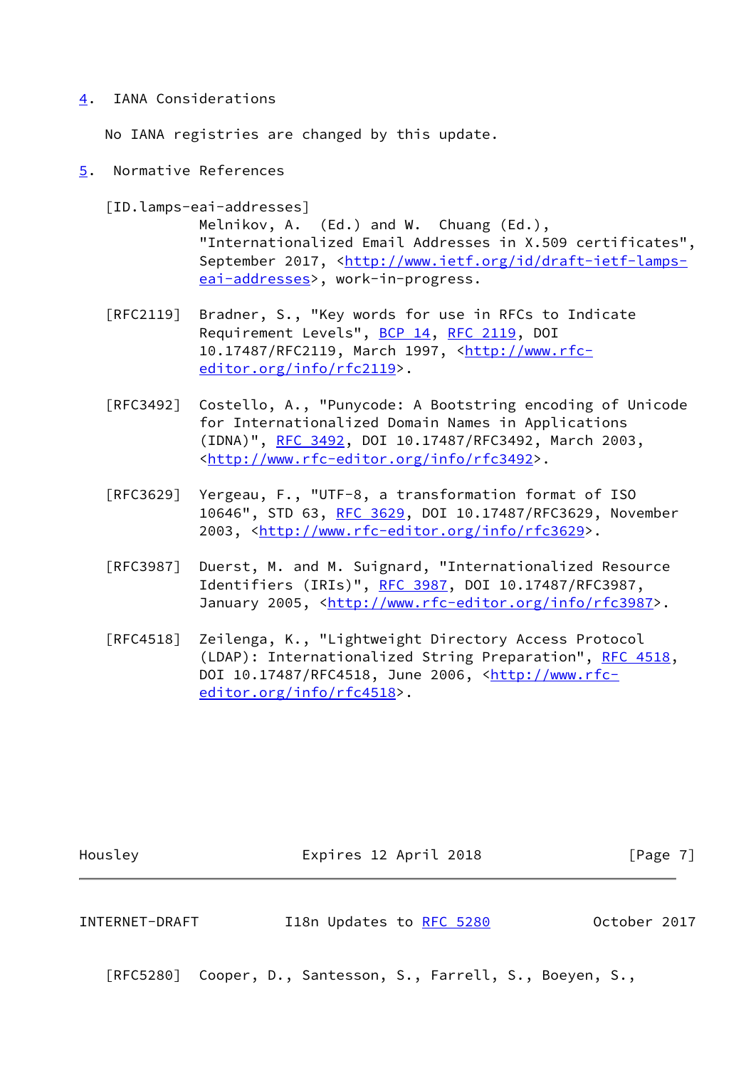## 4. IANA Considerations

No IANA registries are changed by this update.

## 5. Normative References

[ID.lamps-eai-addresses]
Melnikov, A. (Ed.) and W. Chuang (Ed.), "Internationalized Email Addresses in X.509 certificates", September 2017, <http://www.ietf.org/id/draft-ietf-lamps-eai-addresses>, work-in-progress.

[RFC2119] Bradner, S., "Key words for use in RFCs to Indicate Requirement Levels", BCP 14, RFC 2119, DOI 10.17487/RFC2119, March 1997, <http://www.rfc-editor.org/info/rfc2119>.

[RFC3492] Costello, A., "Punycode: A Bootstring encoding of Unicode for Internationalized Domain Names in Applications (IDNA)", RFC 3492, DOI 10.17487/RFC3492, March 2003, <http://www.rfc-editor.org/info/rfc3492>.

[RFC3629] Yergeau, F., "UTF-8, a transformation format of ISO 10646", STD 63, RFC 3629, DOI 10.17487/RFC3629, November 2003, <http://www.rfc-editor.org/info/rfc3629>.

[RFC3987] Duerst, M. and M. Suignard, "Internationalized Resource Identifiers (IRIs)", RFC 3987, DOI 10.17487/RFC3987, January 2005, <http://www.rfc-editor.org/info/rfc3987>.

[RFC4518] Zeilenga, K., "Lightweight Directory Access Protocol (LDAP): Internationalized String Preparation", RFC 4518, DOI 10.17487/RFC4518, June 2006, <http://www.rfc-editor.org/info/rfc4518>.

[RFC5280] Cooper, D., Santesson, S., Farrell, S., Boeyen, S.,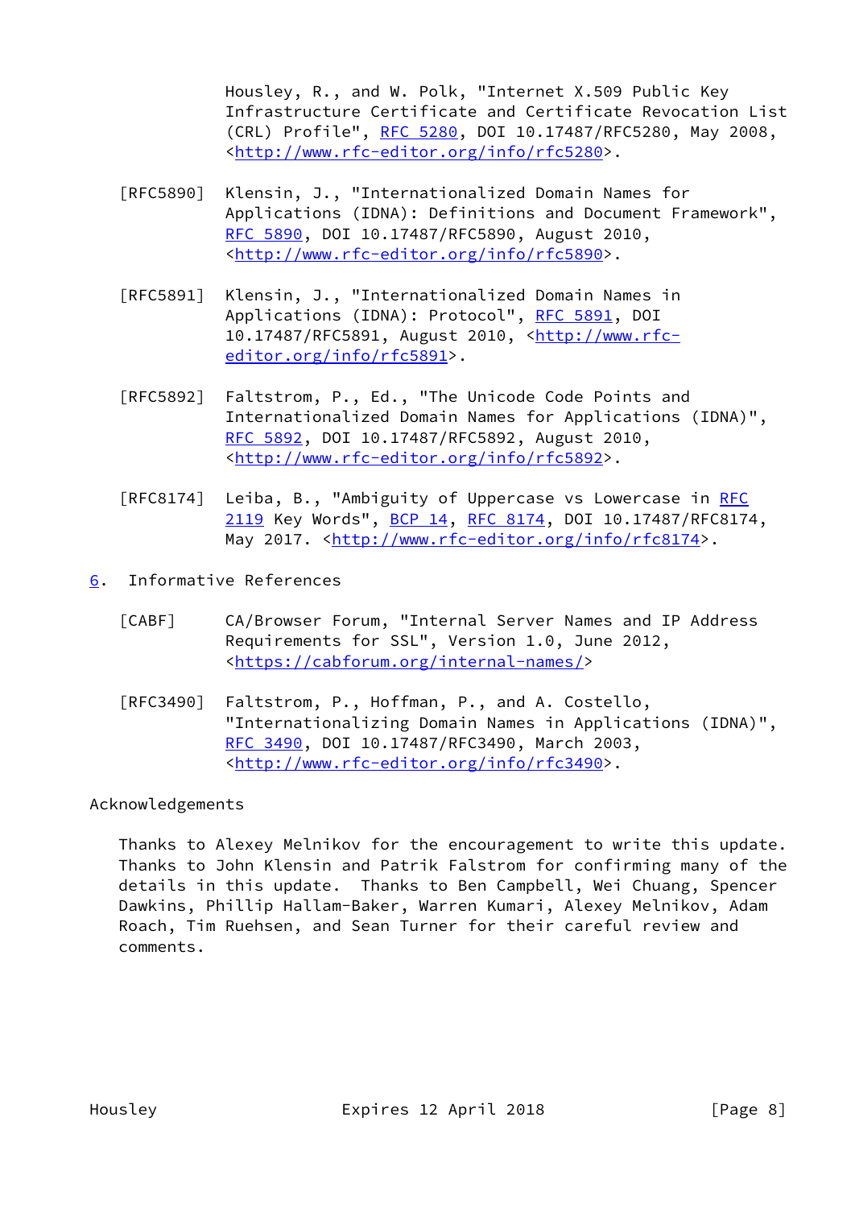Housley, R., and W. Polk, "Internet X.509 Public Key Infrastructure Certificate and Certificate Revocation List (CRL) Profile", RFC 5280, DOI 10.17487/RFC5280, May 2008, <http://www.rfc-editor.org/info/rfc5280>.

[RFC5890] Klensin, J., "Internationalized Domain Names for Applications (IDNA): Definitions and Document Framework", RFC 5890, DOI 10.17487/RFC5890, August 2010, <http://www.rfc-editor.org/info/rfc5890>.

[RFC5891] Klensin, J., "Internationalized Domain Names in Applications (IDNA): Protocol", RFC 5891, DOI 10.17487/RFC5891, August 2010, <http://www.rfc-editor.org/info/rfc5891>.

[RFC5892] Faltstrom, P., Ed., "The Unicode Code Points and Internationalized Domain Names for Applications (IDNA)", RFC 5892, DOI 10.17487/RFC5892, August 2010, <http://www.rfc-editor.org/info/rfc5892>.

[RFC8174] Leiba, B., "Ambiguity of Uppercase vs Lowercase in RFC 2119 Key Words", BCP 14, RFC 8174, DOI 10.17487/RFC8174, May 2017. <http://www.rfc-editor.org/info/rfc8174>.

## 6. Informative References

[CABF] CA/Browser Forum, "Internal Server Names and IP Address Requirements for SSL", Version 1.0, June 2012, <https://cabforum.org/internal-names/>

[RFC3490] Faltstrom, P., Hoffman, P., and A. Costello, "Internationalizing Domain Names in Applications (IDNA)", RFC 3490, DOI 10.17487/RFC3490, March 2003, <http://www.rfc-editor.org/info/rfc3490>.

## Acknowledgements

Thanks to Alexey Melnikov for the encouragement to write this update. Thanks to John Klensin and Patrik Falstrom for confirming many of the details in this update. Thanks to Ben Campbell, Wei Chuang, Spencer Dawkins, Phillip Hallam-Baker, Warren Kumari, Alexey Melnikov, Adam Roach, Tim Ruehsen, and Sean Turner for their careful review and comments.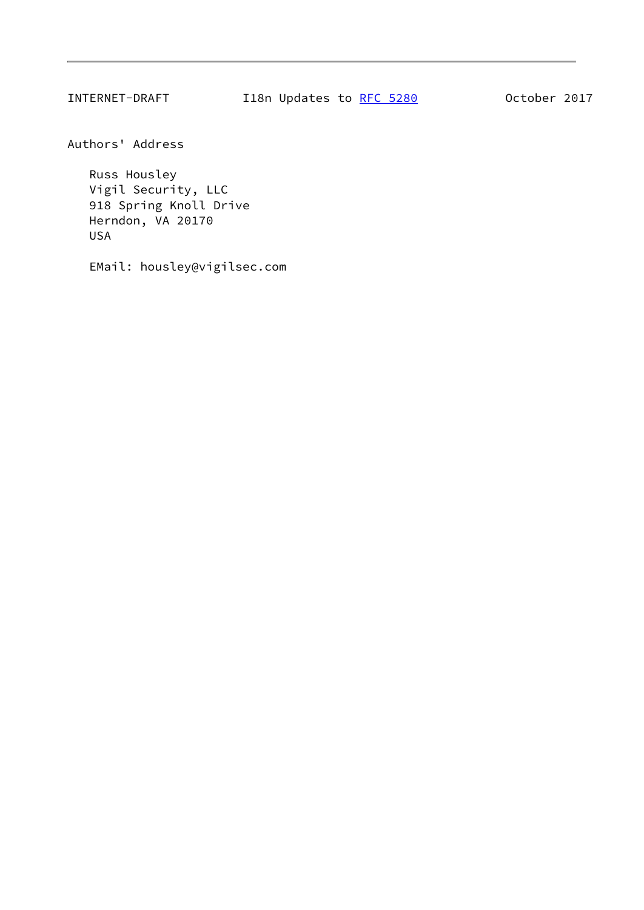Authors' Address

Russ Housley
Vigil Security, LLC
918 Spring Knoll Drive
Herndon, VA 20170
USA

EMail: housley@vigilsec.com